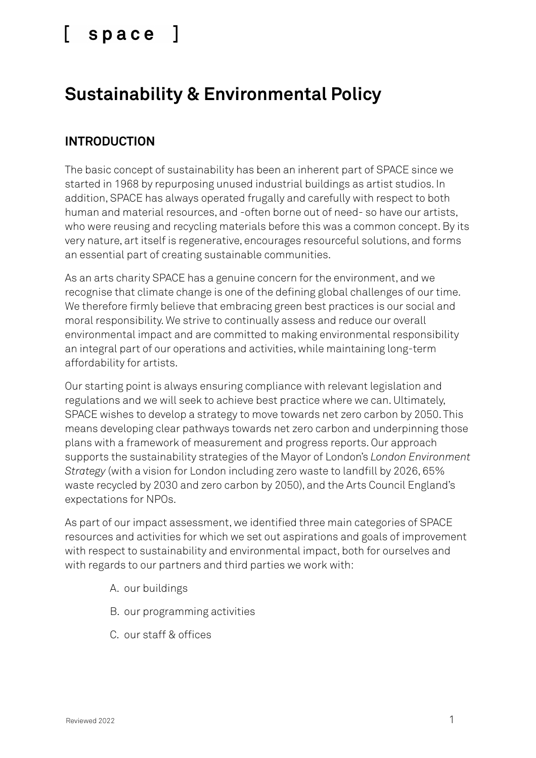[ space ]

# Sustainability & Environmental Policy

## INTRODUCTION

The basic concept of sustainability has been an inherent part of SPACE since we started in 1968 by repurposing unused industrial buildings as artist studios. In addition, SPACE has always operated frugally and carefully with respect to both human and material resources, and -often borne out of need- so have our artists, who were reusing and recycling materials before this was a common concept. By its very nature, art itself is regenerative, encourages resourceful solutions, and forms an essential part of creating sustainable communities.

As an arts charity SPACE has a genuine concern for the environment, and we recognise that climate change is one of the defining global challenges of our time. We therefore firmly believe that embracing green best practices is our social and moral responsibility. We strive to continually assess and reduce our overall environmental impact and are committed to making environmental responsibility an integral part of our operations and activities, while maintaining long-term affordability for artists.

Our starting point is always ensuring compliance with relevant legislation and regulations and we will seek to achieve best practice where we can. Ultimately, SPACE wishes to develop a strategy to move towards net zero carbon by 2050. This means developing clear pathways towards net zero carbon and underpinning those plans with a framework of measurement and progress reports. Our approach supports the sustainability strategies of the Mayor of London's *London Environment Strategy* (with a vision for London including zero waste to landfill by 2026, 65% waste recycled by 2030 and zero carbon by 2050), and the Arts Council England's expectations for NPOs.

As part of our impact assessment, we identified three main categories of SPACE resources and activities for which we set out aspirations and goals of improvement with respect to sustainability and environmental impact, both for ourselves and with regards to our partners and third parties we work with:

A. our buildings
B. our programming activities
C. our staff & offices

Reviewed 2022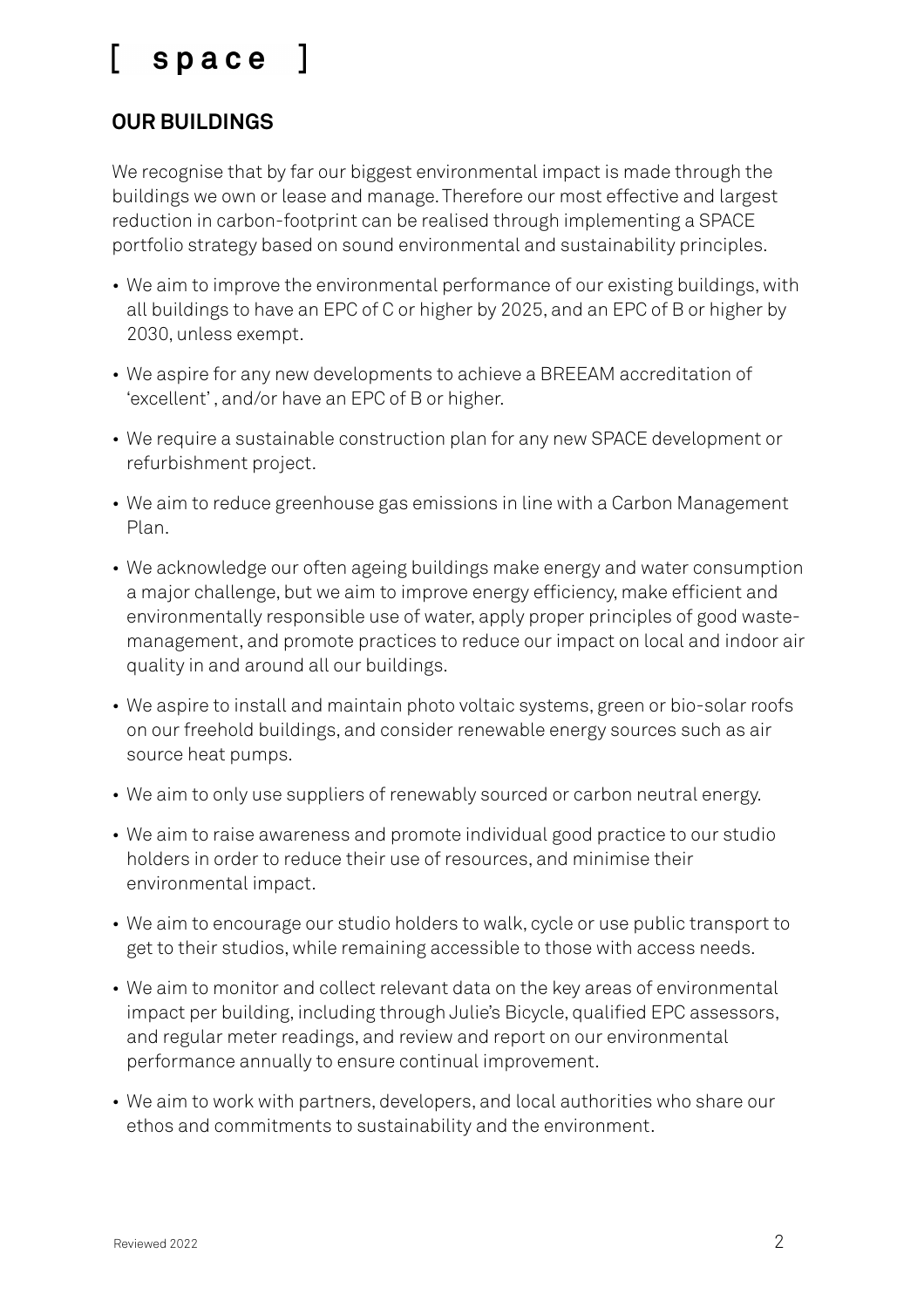## OUR BUILDINGS

We recognise that by far our biggest environmental impact is made through the buildings we own or lease and manage. Therefore our most effective and largest reduction in carbon-footprint can be realised through implementing a SPACE portfolio strategy based on sound environmental and sustainability principles.

- We aim to improve the environmental performance of our existing buildings, with all buildings to have an EPC of C or higher by 2025, and an EPC of B or higher by 2030, unless exempt.
- We aspire for any new developments to achieve a BREEAM accreditation of 'excellent' , and/or have an EPC of B or higher.
- We require a sustainable construction plan for any new SPACE development or refurbishment project.
- We aim to reduce greenhouse gas emissions in line with a Carbon Management Plan.
- We acknowledge our often ageing buildings make energy and water consumption a major challenge, but we aim to improve energy efficiency, make efficient and environmentally responsible use of water, apply proper principles of good waste-management, and promote practices to reduce our impact on local and indoor air quality in and around all our buildings.
- We aspire to install and maintain photo voltaic systems, green or bio-solar roofs on our freehold buildings, and consider renewable energy sources such as air source heat pumps.
- We aim to only use suppliers of renewably sourced or carbon neutral energy.
- We aim to raise awareness and promote individual good practice to our studio holders in order to reduce their use of resources, and minimise their environmental impact.
- We aim to encourage our studio holders to walk, cycle or use public transport to get to their studios, while remaining accessible to those with access needs.
- We aim to monitor and collect relevant data on the key areas of environmental impact per building, including through Julie's Bicycle, qualified EPC assessors, and regular meter readings, and review and report on our environmental performance annually to ensure continual improvement.
- We aim to work with partners, developers, and local authorities who share our ethos and commitments to sustainability and the environment.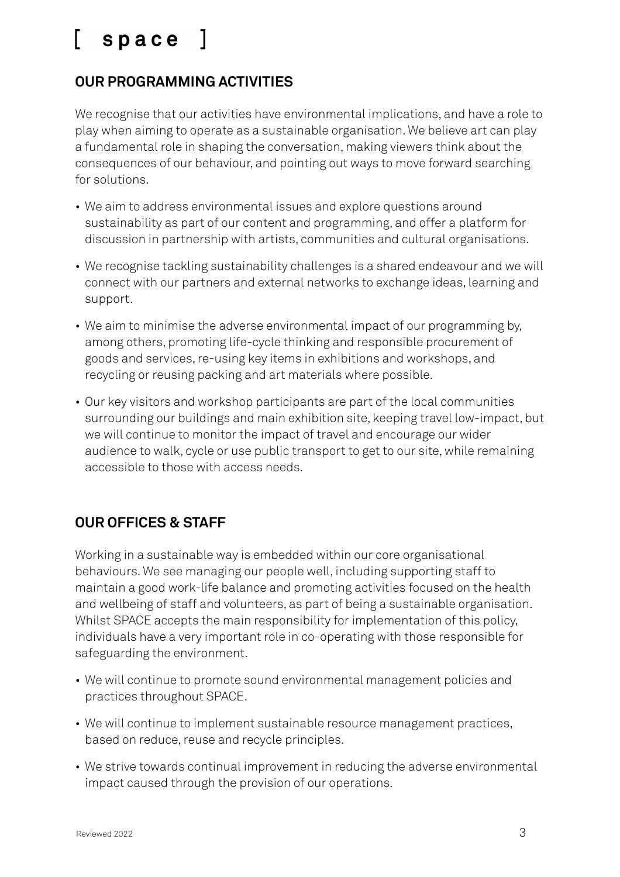## OUR PROGRAMMING ACTIVITIES

We recognise that our activities have environmental implications, and have a role to play when aiming to operate as a sustainable organisation. We believe art can play a fundamental role in shaping the conversation, making viewers think about the consequences of our behaviour, and pointing out ways to move forward searching for solutions.

- We aim to address environmental issues and explore questions around sustainability as part of our content and programming, and offer a platform for discussion in partnership with artists, communities and cultural organisations.
- We recognise tackling sustainability challenges is a shared endeavour and we will connect with our partners and external networks to exchange ideas, learning and support.
- We aim to minimise the adverse environmental impact of our programming by, among others, promoting life-cycle thinking and responsible procurement of goods and services, re-using key items in exhibitions and workshops, and recycling or reusing packing and art materials where possible.
- Our key visitors and workshop participants are part of the local communities surrounding our buildings and main exhibition site, keeping travel low-impact, but we will continue to monitor the impact of travel and encourage our wider audience to walk, cycle or use public transport to get to our site, while remaining accessible to those with access needs.

## OUR OFFICES & STAFF

Working in a sustainable way is embedded within our core organisational behaviours. We see managing our people well, including supporting staff to maintain a good work-life balance and promoting activities focused on the health and wellbeing of staff and volunteers, as part of being a sustainable organisation. Whilst SPACE accepts the main responsibility for implementation of this policy, individuals have a very important role in co-operating with those responsible for safeguarding the environment.

- We will continue to promote sound environmental management policies and practices throughout SPACE.
- We will continue to implement sustainable resource management practices, based on reduce, reuse and recycle principles.
- We strive towards continual improvement in reducing the adverse environmental impact caused through the provision of our operations.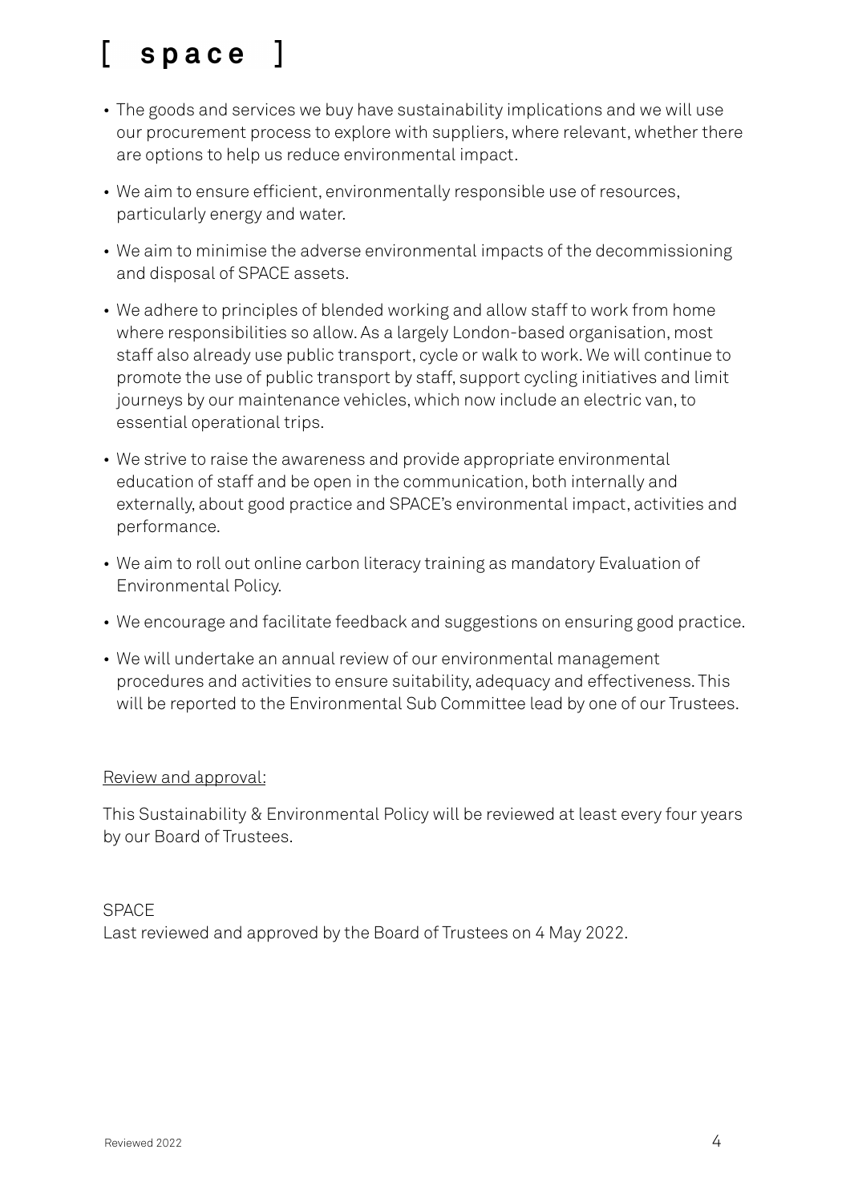- The goods and services we buy have sustainability implications and we will use our procurement process to explore with suppliers, where relevant, whether there are options to help us reduce environmental impact.
- We aim to ensure efficient, environmentally responsible use of resources, particularly energy and water.
- We aim to minimise the adverse environmental impacts of the decommissioning and disposal of SPACE assets.
- We adhere to principles of blended working and allow staff to work from home where responsibilities so allow. As a largely London-based organisation, most staff also already use public transport, cycle or walk to work. We will continue to promote the use of public transport by staff, support cycling initiatives and limit journeys by our maintenance vehicles, which now include an electric van, to essential operational trips.
- We strive to raise the awareness and provide appropriate environmental education of staff and be open in the communication, both internally and externally, about good practice and SPACE's environmental impact, activities and performance.
- We aim to roll out online carbon literacy training as mandatory Evaluation of Environmental Policy.
- We encourage and facilitate feedback and suggestions on ensuring good practice.
- We will undertake an annual review of our environmental management procedures and activities to ensure suitability, adequacy and effectiveness. This will be reported to the Environmental Sub Committee lead by one of our Trustees.

<u>Review and approval:</u>

This Sustainability & Environmental Policy will be reviewed at least every four years by our Board of Trustees.

SPACE
Last reviewed and approved by the Board of Trustees on 4 May 2022.